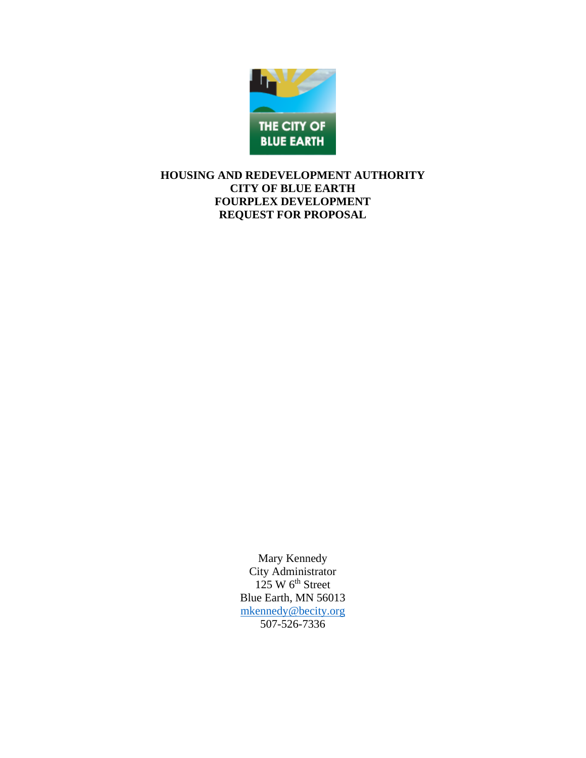# HOUSING AND REDEVELOPMENT AUTHORITY
# CITY OF BLUE EARTH
# FOURPLEX DEVELOPMENT
# REQUEST FOR PROPOSAL

Mary Kennedy
City Administrator
125 W 6th Street
Blue Earth, MN 56013
mkennedy@becity.org
507-526-7336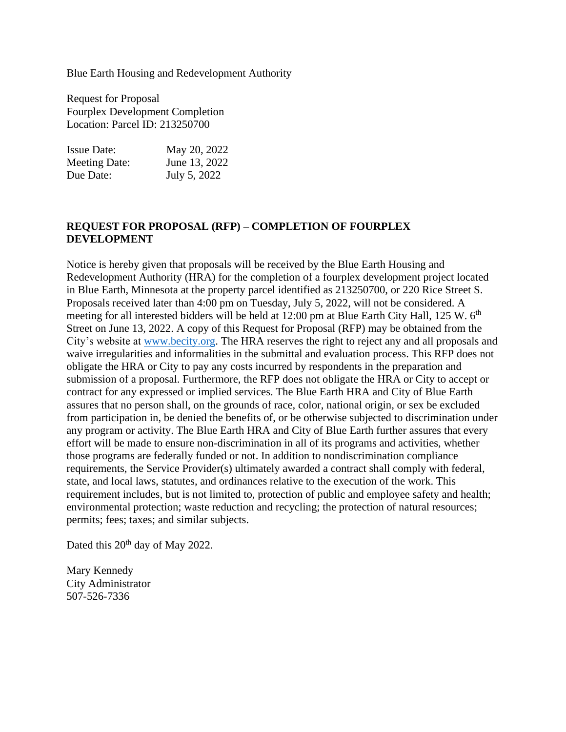Blue Earth Housing and Redevelopment Authority

Request for Proposal
Fourplex Development Completion
Location: Parcel ID: 213250700

| | |
|---|---|
| Issue Date: | May 20, 2022 |
| Meeting Date: | June 13, 2022 |
| Due Date: | July 5, 2022 |

**REQUEST FOR PROPOSAL (RFP) – COMPLETION OF FOURPLEX DEVELOPMENT**

Notice is hereby given that proposals will be received by the Blue Earth Housing and Redevelopment Authority (HRA) for the completion of a fourplex development project located in Blue Earth, Minnesota at the property parcel identified as 213250700, or 220 Rice Street S. Proposals received later than 4:00 pm on Tuesday, July 5, 2022, will not be considered. A meeting for all interested bidders will be held at 12:00 pm at Blue Earth City Hall, 125 W. 6th Street on June 13, 2022. A copy of this Request for Proposal (RFP) may be obtained from the City's website at [www.becity.org](http://www.becity.org). The HRA reserves the right to reject any and all proposals and waive irregularities and informalities in the submittal and evaluation process. This RFP does not obligate the HRA or City to pay any costs incurred by respondents in the preparation and submission of a proposal. Furthermore, the RFP does not obligate the HRA or City to accept or contract for any expressed or implied services. The Blue Earth HRA and City of Blue Earth assures that no person shall, on the grounds of race, color, national origin, or sex be excluded from participation in, be denied the benefits of, or be otherwise subjected to discrimination under any program or activity. The Blue Earth HRA and City of Blue Earth further assures that every effort will be made to ensure non-discrimination in all of its programs and activities, whether those programs are federally funded or not. In addition to nondiscrimination compliance requirements, the Service Provider(s) ultimately awarded a contract shall comply with federal, state, and local laws, statutes, and ordinances relative to the execution of the work. This requirement includes, but is not limited to, protection of public and employee safety and health; environmental protection; waste reduction and recycling; the protection of natural resources; permits; fees; taxes; and similar subjects.

Dated this 20th day of May 2022.

Mary Kennedy
City Administrator
507-526-7336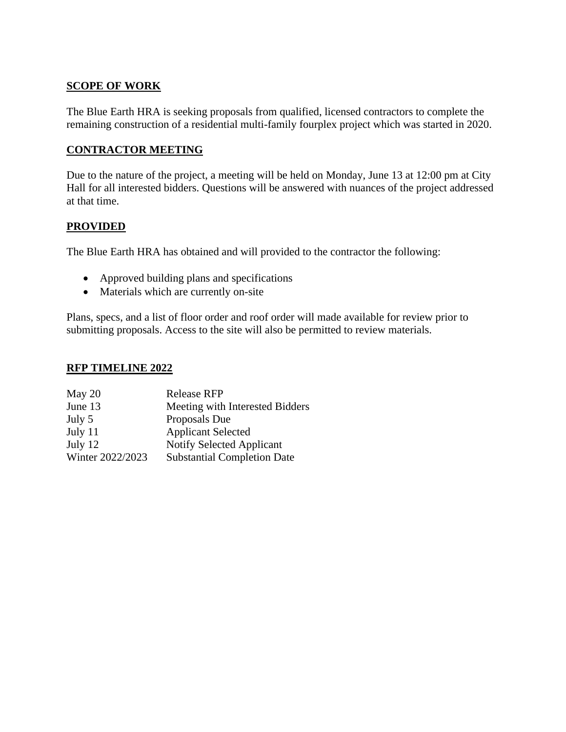**SCOPE OF WORK**

The Blue Earth HRA is seeking proposals from qualified, licensed contractors to complete the remaining construction of a residential multi-family fourplex project which was started in 2020.

**CONTRACTOR MEETING**

Due to the nature of the project, a meeting will be held on Monday, June 13 at 12:00 pm at City Hall for all interested bidders. Questions will be answered with nuances of the project addressed at that time.

**PROVIDED**

The Blue Earth HRA has obtained and will provided to the contractor the following:

- Approved building plans and specifications
- Materials which are currently on-site

Plans, specs, and a list of floor order and roof order will made available for review prior to submitting proposals. Access to the site will also be permitted to review materials.

**RFP TIMELINE 2022**

| | |
|---|---|
| May 20 | Release RFP |
| June 13 | Meeting with Interested Bidders |
| July 5 | Proposals Due |
| July 11 | Applicant Selected |
| July 12 | Notify Selected Applicant |
| Winter 2022/2023 | Substantial Completion Date |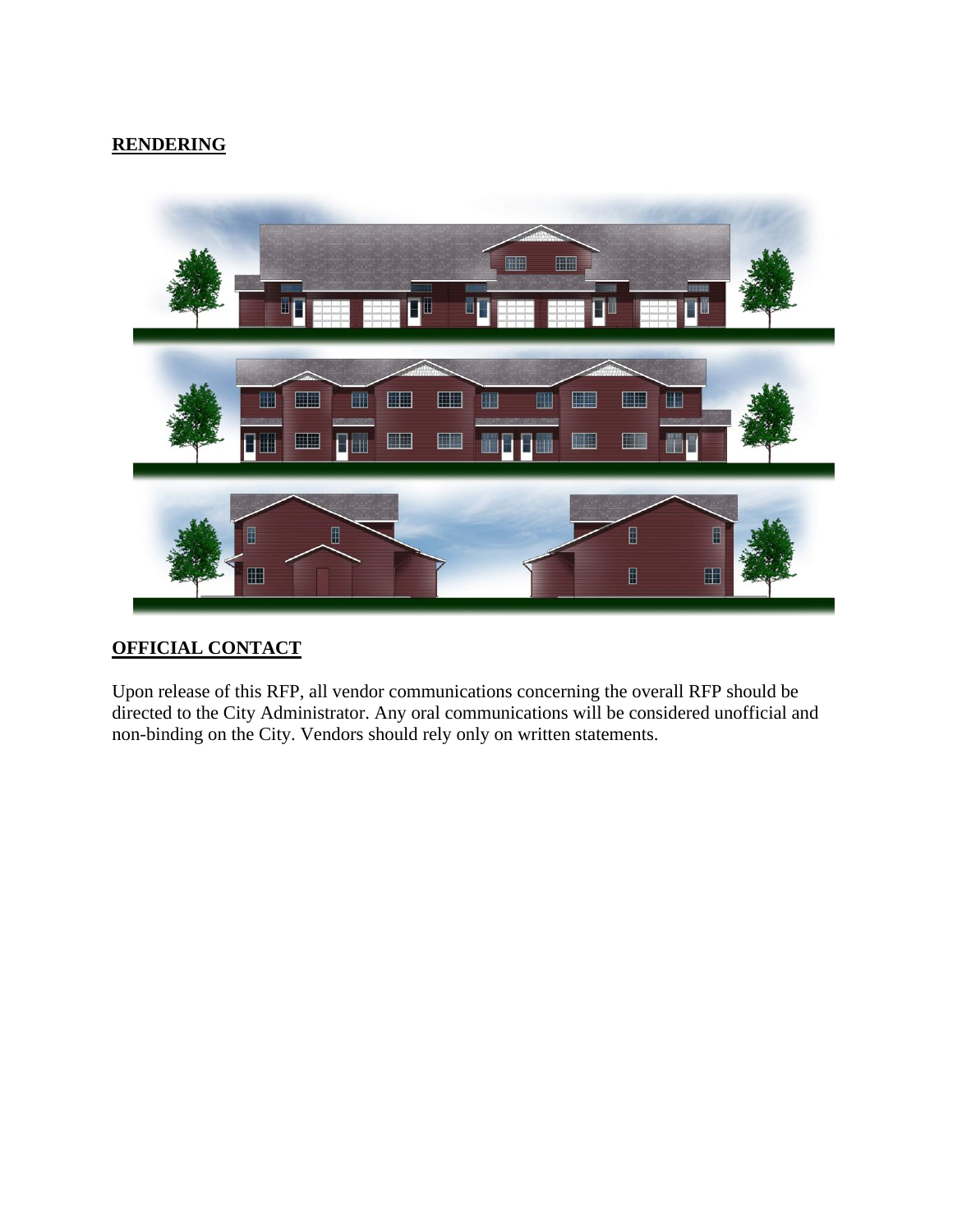**RENDERING**

**OFFICIAL CONTACT**

Upon release of this RFP, all vendor communications concerning the overall RFP should be directed to the City Administrator. Any oral communications will be considered unofficial and non-binding on the City. Vendors should rely only on written statements.